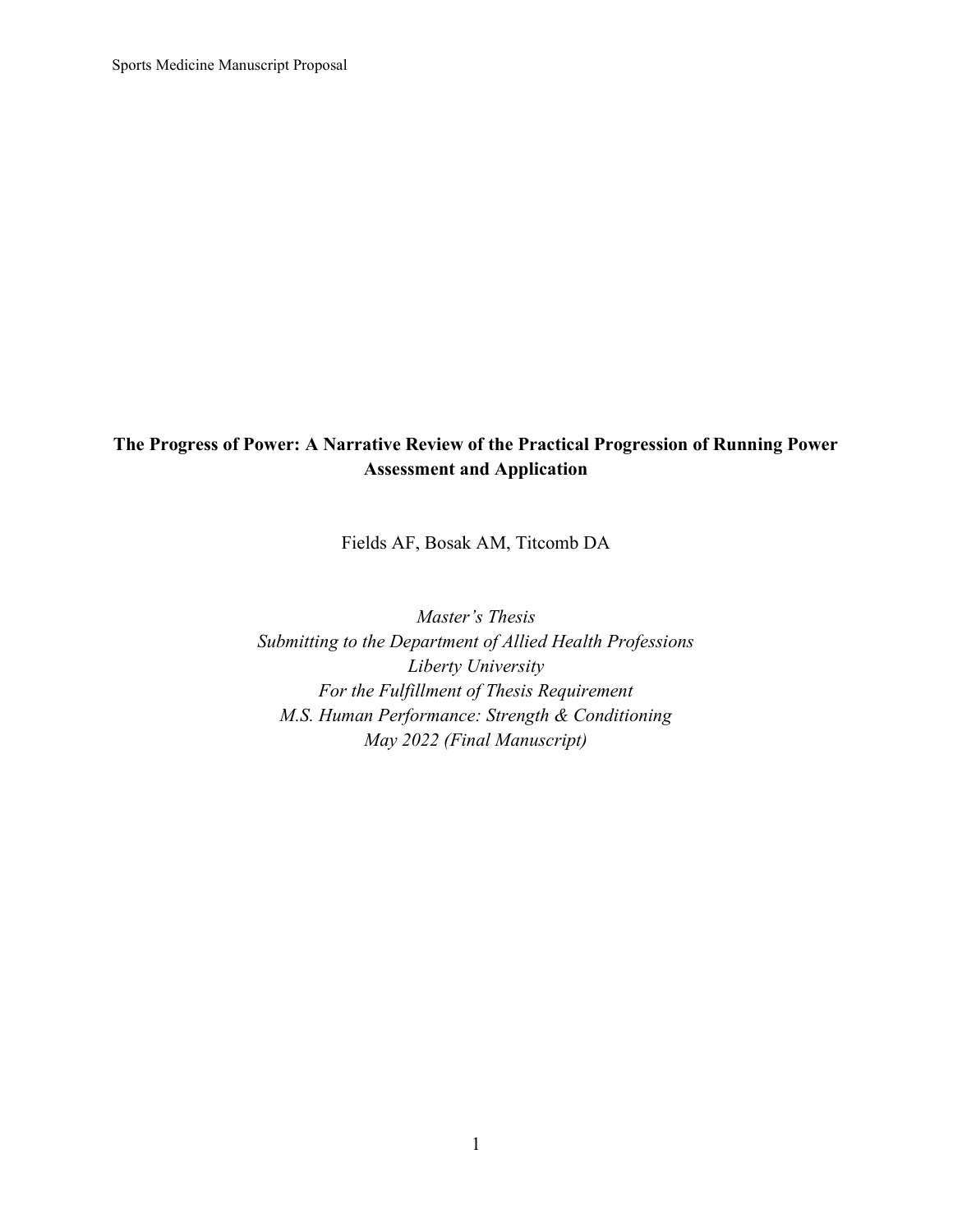**The Progress of Power: A Narrative Review of the Practical Progression of Running Power Assessment and Application**

Fields AF, Bosak AM, Titcomb DA

*Master's Thesis*
*Submitting to the Department of Allied Health Professions*
*Liberty University*
*For the Fulfillment of Thesis Requirement*
*M.S. Human Performance: Strength & Conditioning*
*May 2022 (Final Manuscript)*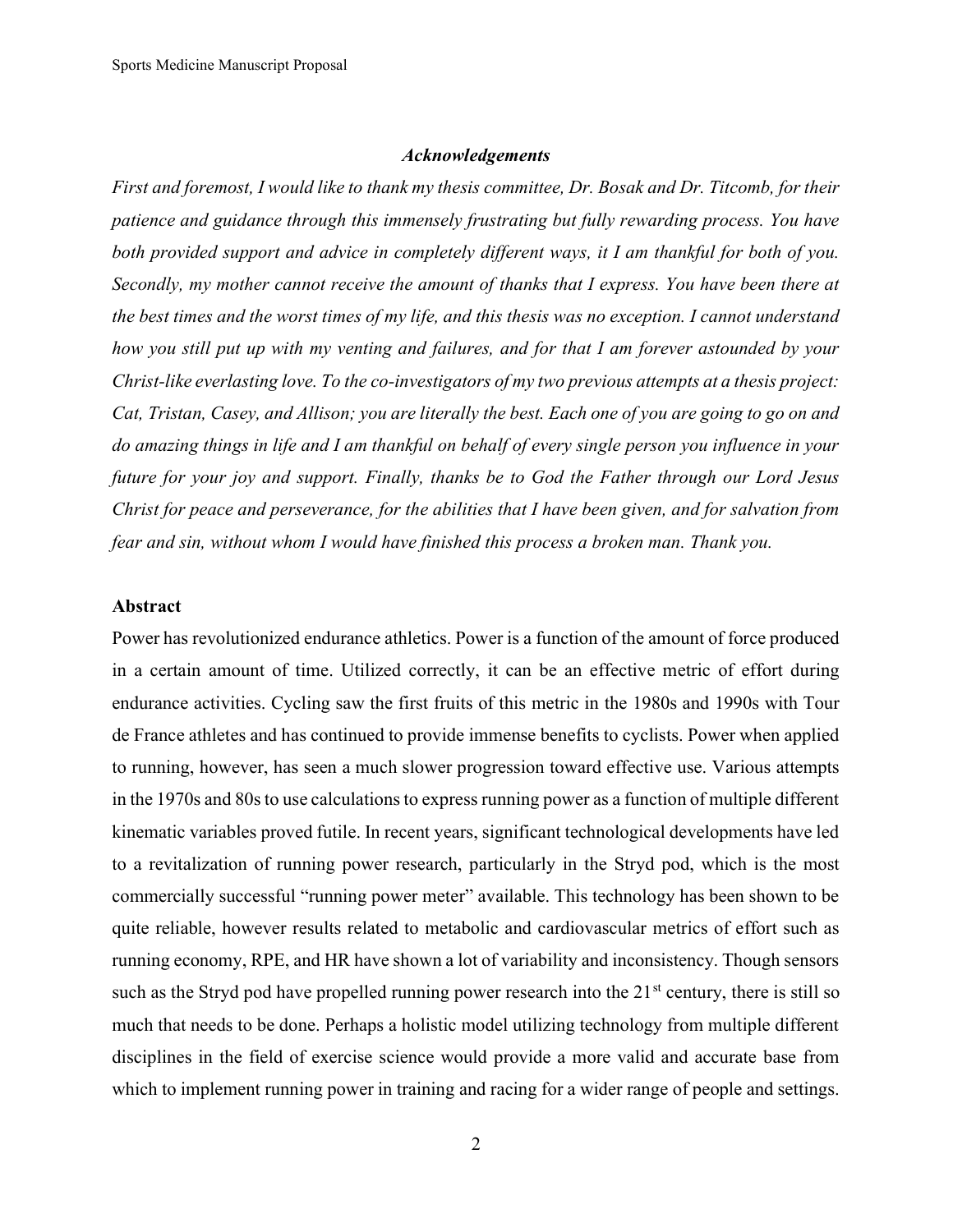### *Acknowledgements*

*First and foremost, I would like to thank my thesis committee, Dr. Bosak and Dr. Titcomb, for their patience and guidance through this immensely frustrating but fully rewarding process. You have both provided support and advice in completely different ways, it I am thankful for both of you. Secondly, my mother cannot receive the amount of thanks that I express. You have been there at the best times and the worst times of my life, and this thesis was no exception. I cannot understand how you still put up with my venting and failures, and for that I am forever astounded by your Christ-like everlasting love. To the co-investigators of my two previous attempts at a thesis project: Cat, Tristan, Casey, and Allison; you are literally the best. Each one of you are going to go on and do amazing things in life and I am thankful on behalf of every single person you influence in your future for your joy and support. Finally, thanks be to God the Father through our Lord Jesus Christ for peace and perseverance, for the abilities that I have been given, and for salvation from fear and sin, without whom I would have finished this process a broken man. Thank you.*

### Abstract

Power has revolutionized endurance athletics. Power is a function of the amount of force produced in a certain amount of time. Utilized correctly, it can be an effective metric of effort during endurance activities. Cycling saw the first fruits of this metric in the 1980s and 1990s with Tour de France athletes and has continued to provide immense benefits to cyclists. Power when applied to running, however, has seen a much slower progression toward effective use. Various attempts in the 1970s and 80s to use calculations to express running power as a function of multiple different kinematic variables proved futile. In recent years, significant technological developments have led to a revitalization of running power research, particularly in the Stryd pod, which is the most commercially successful "running power meter" available. This technology has been shown to be quite reliable, however results related to metabolic and cardiovascular metrics of effort such as running economy, RPE, and HR have shown a lot of variability and inconsistency. Though sensors such as the Stryd pod have propelled running power research into the 21st century, there is still so much that needs to be done. Perhaps a holistic model utilizing technology from multiple different disciplines in the field of exercise science would provide a more valid and accurate base from which to implement running power in training and racing for a wider range of people and settings.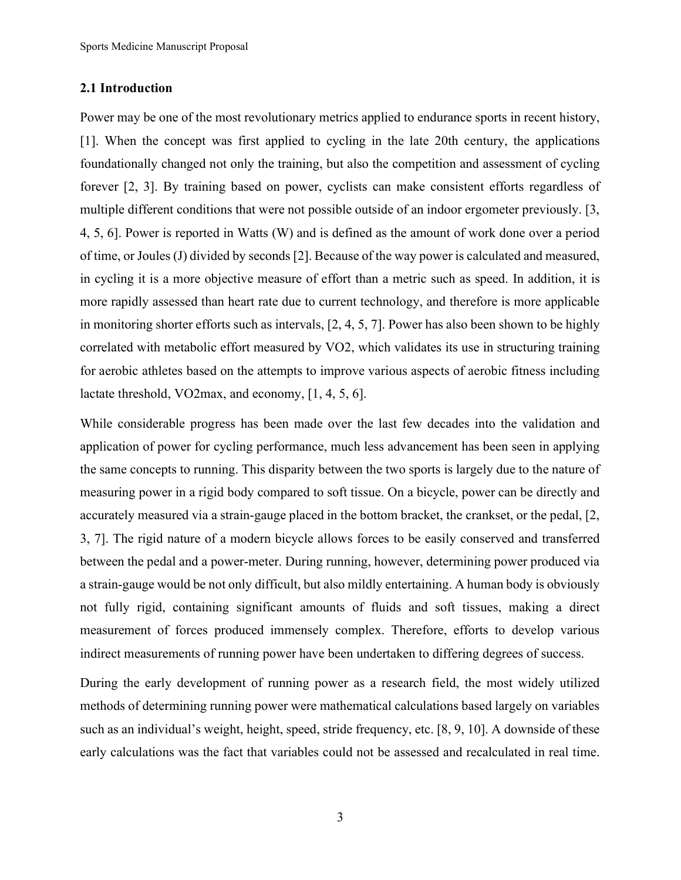## 2.1 Introduction

Power may be one of the most revolutionary metrics applied to endurance sports in recent history, [1]. When the concept was first applied to cycling in the late 20th century, the applications foundationally changed not only the training, but also the competition and assessment of cycling forever [2, 3]. By training based on power, cyclists can make consistent efforts regardless of multiple different conditions that were not possible outside of an indoor ergometer previously. [3, 4, 5, 6]. Power is reported in Watts (W) and is defined as the amount of work done over a period of time, or Joules (J) divided by seconds [2]. Because of the way power is calculated and measured, in cycling it is a more objective measure of effort than a metric such as speed. In addition, it is more rapidly assessed than heart rate due to current technology, and therefore is more applicable in monitoring shorter efforts such as intervals, [2, 4, 5, 7]. Power has also been shown to be highly correlated with metabolic effort measured by VO2, which validates its use in structuring training for aerobic athletes based on the attempts to improve various aspects of aerobic fitness including lactate threshold, VO2max, and economy, [1, 4, 5, 6].

While considerable progress has been made over the last few decades into the validation and application of power for cycling performance, much less advancement has been seen in applying the same concepts to running. This disparity between the two sports is largely due to the nature of measuring power in a rigid body compared to soft tissue. On a bicycle, power can be directly and accurately measured via a strain-gauge placed in the bottom bracket, the crankset, or the pedal, [2, 3, 7]. The rigid nature of a modern bicycle allows forces to be easily conserved and transferred between the pedal and a power-meter. During running, however, determining power produced via a strain-gauge would be not only difficult, but also mildly entertaining. A human body is obviously not fully rigid, containing significant amounts of fluids and soft tissues, making a direct measurement of forces produced immensely complex. Therefore, efforts to develop various indirect measurements of running power have been undertaken to differing degrees of success.

During the early development of running power as a research field, the most widely utilized methods of determining running power were mathematical calculations based largely on variables such as an individual's weight, height, speed, stride frequency, etc. [8, 9, 10]. A downside of these early calculations was the fact that variables could not be assessed and recalculated in real time.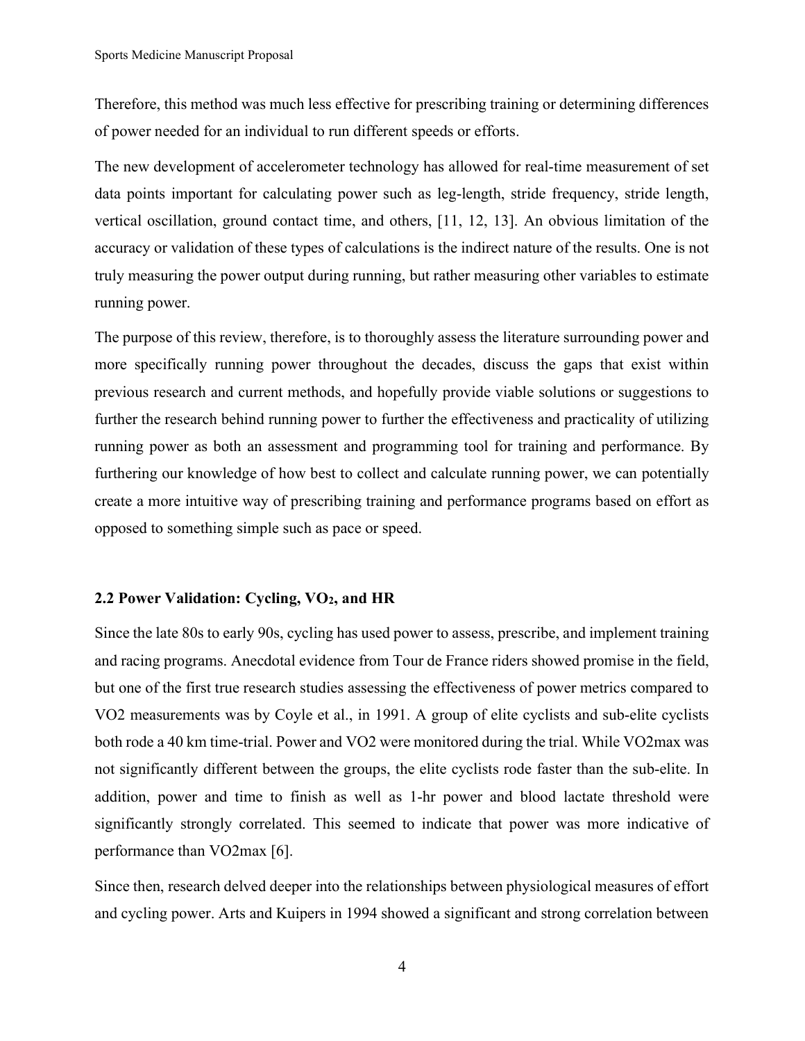Therefore, this method was much less effective for prescribing training or determining differences of power needed for an individual to run different speeds or efforts.

The new development of accelerometer technology has allowed for real-time measurement of set data points important for calculating power such as leg-length, stride frequency, stride length, vertical oscillation, ground contact time, and others, [11, 12, 13]. An obvious limitation of the accuracy or validation of these types of calculations is the indirect nature of the results. One is not truly measuring the power output during running, but rather measuring other variables to estimate running power.

The purpose of this review, therefore, is to thoroughly assess the literature surrounding power and more specifically running power throughout the decades, discuss the gaps that exist within previous research and current methods, and hopefully provide viable solutions or suggestions to further the research behind running power to further the effectiveness and practicality of utilizing running power as both an assessment and programming tool for training and performance. By furthering our knowledge of how best to collect and calculate running power, we can potentially create a more intuitive way of prescribing training and performance programs based on effort as opposed to something simple such as pace or speed.

### 2.2 Power Validation: Cycling, $VO_2$, and HR

Since the late 80s to early 90s, cycling has used power to assess, prescribe, and implement training and racing programs. Anecdotal evidence from Tour de France riders showed promise in the field, but one of the first true research studies assessing the effectiveness of power metrics compared to VO2 measurements was by Coyle et al., in 1991. A group of elite cyclists and sub-elite cyclists both rode a 40 km time-trial. Power and VO2 were monitored during the trial. While VO2max was not significantly different between the groups, the elite cyclists rode faster than the sub-elite. In addition, power and time to finish as well as 1-hr power and blood lactate threshold were significantly strongly correlated. This seemed to indicate that power was more indicative of performance than VO2max [6].

Since then, research delved deeper into the relationships between physiological measures of effort and cycling power. Arts and Kuipers in 1994 showed a significant and strong correlation between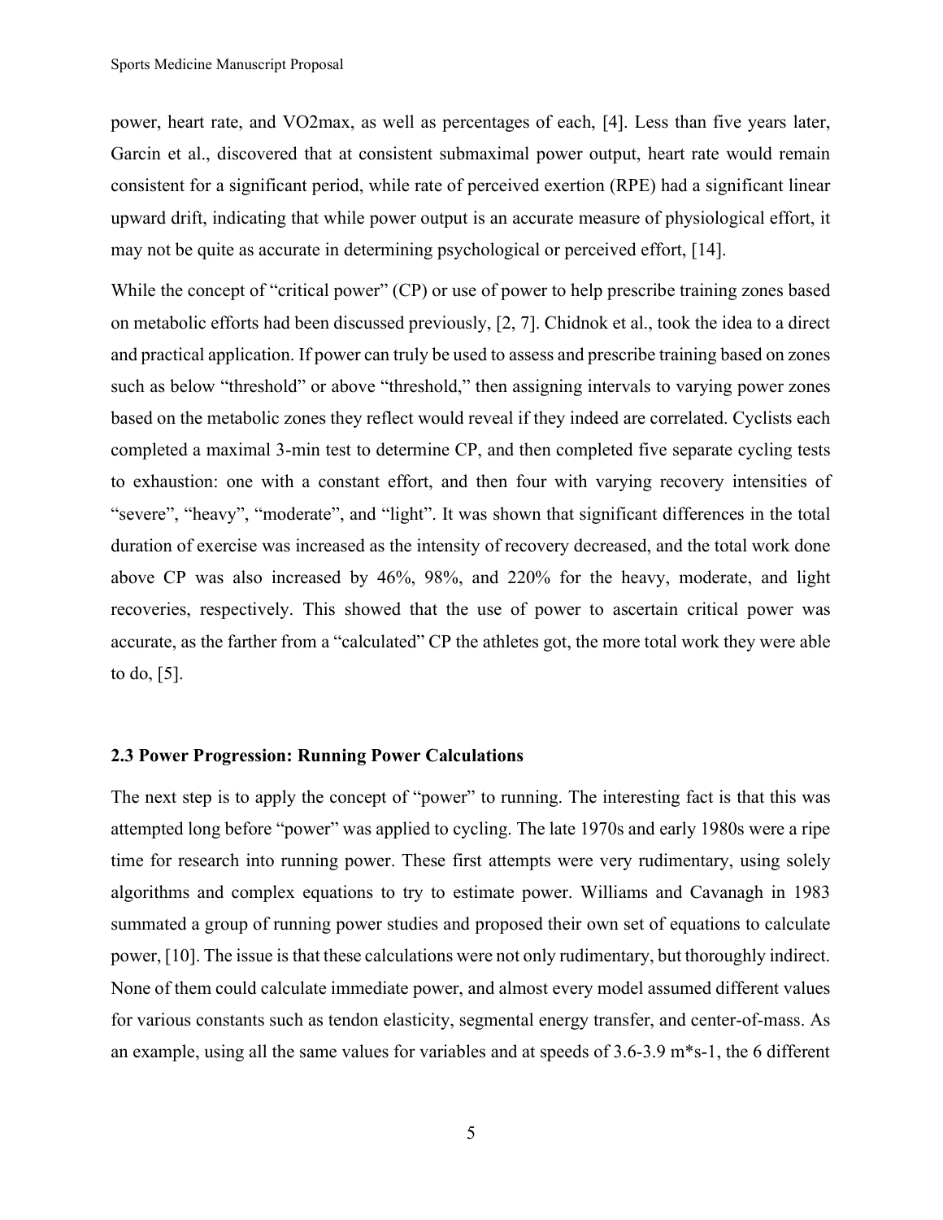power, heart rate, and VO2max, as well as percentages of each, [4]. Less than five years later, Garcin et al., discovered that at consistent submaximal power output, heart rate would remain consistent for a significant period, while rate of perceived exertion (RPE) had a significant linear upward drift, indicating that while power output is an accurate measure of physiological effort, it may not be quite as accurate in determining psychological or perceived effort, [14].

While the concept of "critical power" (CP) or use of power to help prescribe training zones based on metabolic efforts had been discussed previously, [2, 7]. Chidnok et al., took the idea to a direct and practical application. If power can truly be used to assess and prescribe training based on zones such as below "threshold" or above "threshold," then assigning intervals to varying power zones based on the metabolic zones they reflect would reveal if they indeed are correlated. Cyclists each completed a maximal 3-min test to determine CP, and then completed five separate cycling tests to exhaustion: one with a constant effort, and then four with varying recovery intensities of "severe", "heavy", "moderate", and "light". It was shown that significant differences in the total duration of exercise was increased as the intensity of recovery decreased, and the total work done above CP was also increased by 46%, 98%, and 220% for the heavy, moderate, and light recoveries, respectively. This showed that the use of power to ascertain critical power was accurate, as the farther from a "calculated" CP the athletes got, the more total work they were able to do, [5].

### 2.3 Power Progression: Running Power Calculations

The next step is to apply the concept of "power" to running. The interesting fact is that this was attempted long before "power" was applied to cycling. The late 1970s and early 1980s were a ripe time for research into running power. These first attempts were very rudimentary, using solely algorithms and complex equations to try to estimate power. Williams and Cavanagh in 1983 summated a group of running power studies and proposed their own set of equations to calculate power, [10]. The issue is that these calculations were not only rudimentary, but thoroughly indirect. None of them could calculate immediate power, and almost every model assumed different values for various constants such as tendon elasticity, segmental energy transfer, and center-of-mass. As an example, using all the same values for variables and at speeds of 3.6-3.9 m*s-1, the 6 different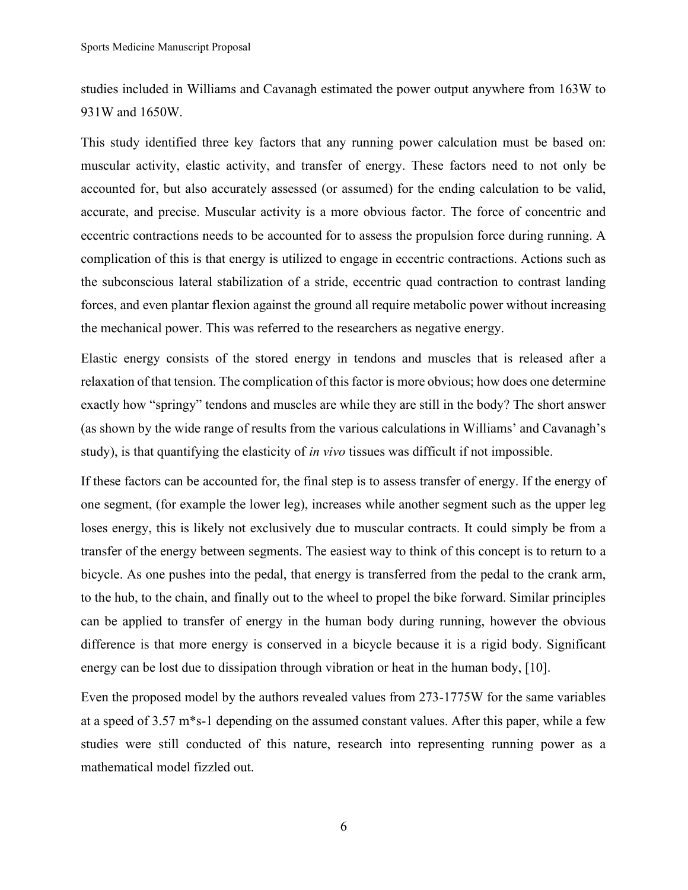studies included in Williams and Cavanagh estimated the power output anywhere from 163W to 931W and 1650W.

This study identified three key factors that any running power calculation must be based on: muscular activity, elastic activity, and transfer of energy. These factors need to not only be accounted for, but also accurately assessed (or assumed) for the ending calculation to be valid, accurate, and precise. Muscular activity is a more obvious factor. The force of concentric and eccentric contractions needs to be accounted for to assess the propulsion force during running. A complication of this is that energy is utilized to engage in eccentric contractions. Actions such as the subconscious lateral stabilization of a stride, eccentric quad contraction to contrast landing forces, and even plantar flexion against the ground all require metabolic power without increasing the mechanical power. This was referred to the researchers as negative energy.

Elastic energy consists of the stored energy in tendons and muscles that is released after a relaxation of that tension. The complication of this factor is more obvious; how does one determine exactly how "springy" tendons and muscles are while they are still in the body? The short answer (as shown by the wide range of results from the various calculations in Williams' and Cavanagh's study), is that quantifying the elasticity of *in vivo* tissues was difficult if not impossible.

If these factors can be accounted for, the final step is to assess transfer of energy. If the energy of one segment, (for example the lower leg), increases while another segment such as the upper leg loses energy, this is likely not exclusively due to muscular contracts. It could simply be from a transfer of the energy between segments. The easiest way to think of this concept is to return to a bicycle. As one pushes into the pedal, that energy is transferred from the pedal to the crank arm, to the hub, to the chain, and finally out to the wheel to propel the bike forward. Similar principles can be applied to transfer of energy in the human body during running, however the obvious difference is that more energy is conserved in a bicycle because it is a rigid body. Significant energy can be lost due to dissipation through vibration or heat in the human body, [10].

Even the proposed model by the authors revealed values from 273-1775W for the same variables at a speed of 3.57 m*s-1 depending on the assumed constant values. After this paper, while a few studies were still conducted of this nature, research into representing running power as a mathematical model fizzled out.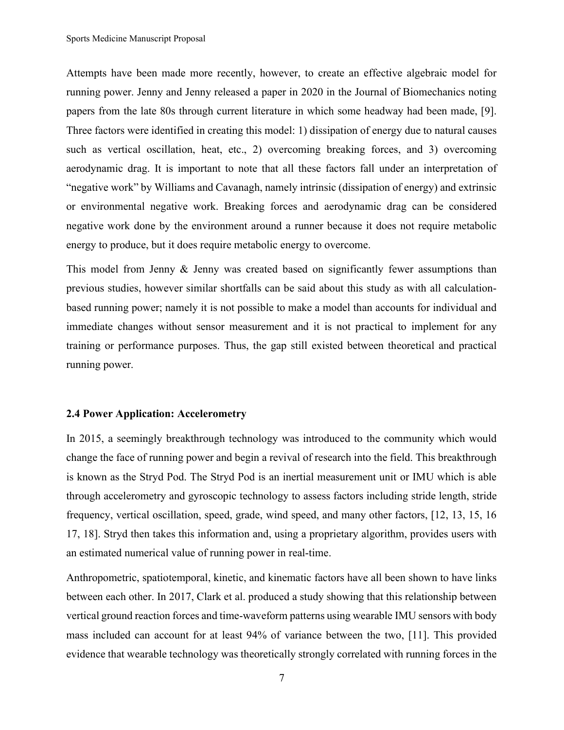Attempts have been made more recently, however, to create an effective algebraic model for running power. Jenny and Jenny released a paper in 2020 in the Journal of Biomechanics noting papers from the late 80s through current literature in which some headway had been made, [9]. Three factors were identified in creating this model: 1) dissipation of energy due to natural causes such as vertical oscillation, heat, etc., 2) overcoming breaking forces, and 3) overcoming aerodynamic drag. It is important to note that all these factors fall under an interpretation of "negative work" by Williams and Cavanagh, namely intrinsic (dissipation of energy) and extrinsic or environmental negative work. Breaking forces and aerodynamic drag can be considered negative work done by the environment around a runner because it does not require metabolic energy to produce, but it does require metabolic energy to overcome.

This model from Jenny & Jenny was created based on significantly fewer assumptions than previous studies, however similar shortfalls can be said about this study as with all calculation-based running power; namely it is not possible to make a model than accounts for individual and immediate changes without sensor measurement and it is not practical to implement for any training or performance purposes. Thus, the gap still existed between theoretical and practical running power.

### 2.4 Power Application: Accelerometry

In 2015, a seemingly breakthrough technology was introduced to the community which would change the face of running power and begin a revival of research into the field. This breakthrough is known as the Stryd Pod. The Stryd Pod is an inertial measurement unit or IMU which is able through accelerometry and gyroscopic technology to assess factors including stride length, stride frequency, vertical oscillation, speed, grade, wind speed, and many other factors, [12, 13, 15, 16 17, 18]. Stryd then takes this information and, using a proprietary algorithm, provides users with an estimated numerical value of running power in real-time.

Anthropometric, spatiotemporal, kinetic, and kinematic factors have all been shown to have links between each other. In 2017, Clark et al. produced a study showing that this relationship between vertical ground reaction forces and time-waveform patterns using wearable IMU sensors with body mass included can account for at least 94% of variance between the two, [11]. This provided evidence that wearable technology was theoretically strongly correlated with running forces in the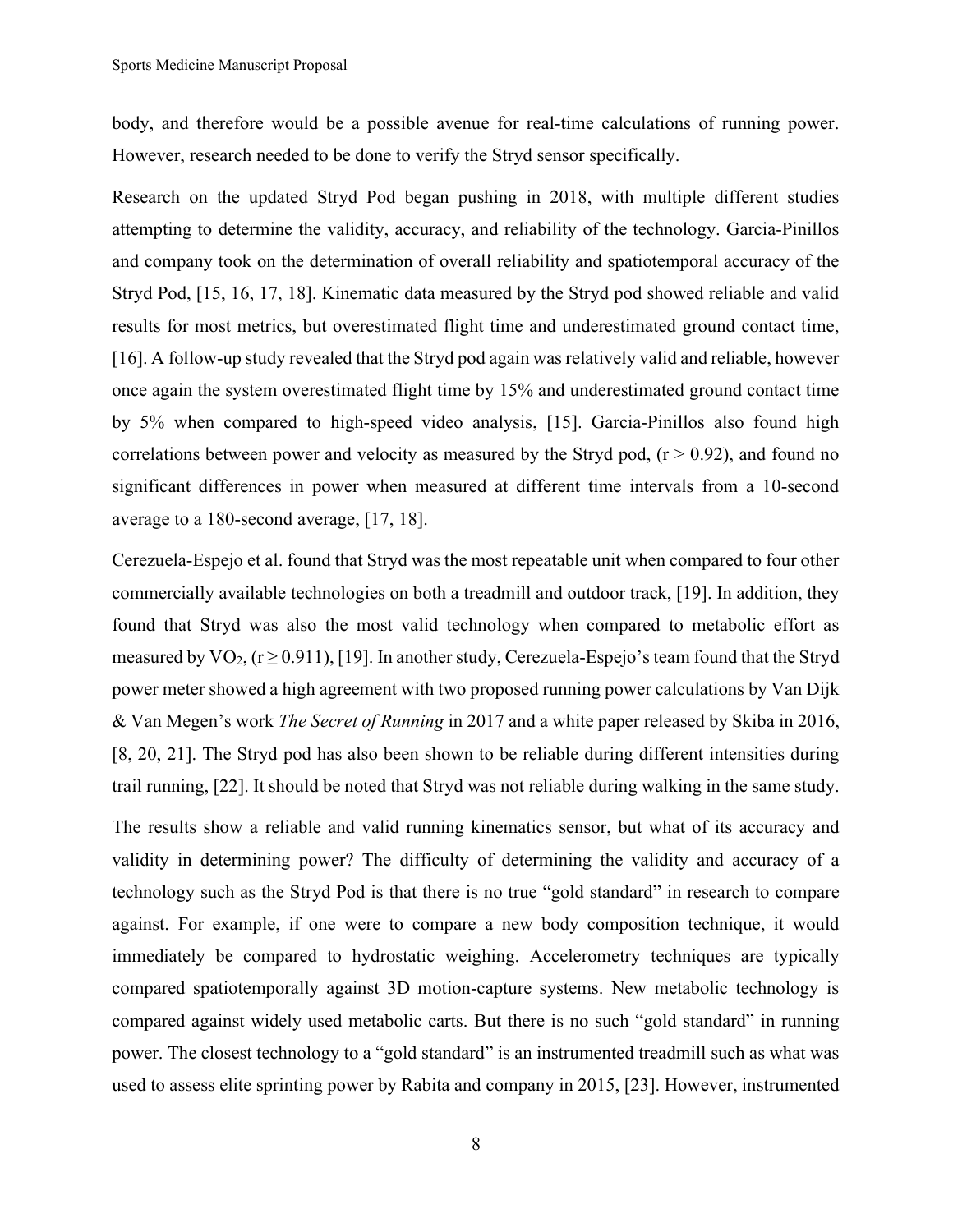body, and therefore would be a possible avenue for real-time calculations of running power. However, research needed to be done to verify the Stryd sensor specifically.

Research on the updated Stryd Pod began pushing in 2018, with multiple different studies attempting to determine the validity, accuracy, and reliability of the technology. Garcia-Pinillos and company took on the determination of overall reliability and spatiotemporal accuracy of the Stryd Pod, [15, 16, 17, 18]. Kinematic data measured by the Stryd pod showed reliable and valid results for most metrics, but overestimated flight time and underestimated ground contact time, [16]. A follow-up study revealed that the Stryd pod again was relatively valid and reliable, however once again the system overestimated flight time by 15% and underestimated ground contact time by 5% when compared to high-speed video analysis, [15]. Garcia-Pinillos also found high correlations between power and velocity as measured by the Stryd pod, ($r > 0.92$), and found no significant differences in power when measured at different time intervals from a 10-second average to a 180-second average, [17, 18].

Cerezuela-Espejo et al. found that Stryd was the most repeatable unit when compared to four other commercially available technologies on both a treadmill and outdoor track, [19]. In addition, they found that Stryd was also the most valid technology when compared to metabolic effort as measured by $VO_2$, ($r \geq 0.911$), [19]. In another study, Cerezuela-Espejo's team found that the Stryd power meter showed a high agreement with two proposed running power calculations by Van Dijk & Van Megen's work *The Secret of Running* in 2017 and a white paper released by Skiba in 2016, [8, 20, 21]. The Stryd pod has also been shown to be reliable during different intensities during trail running, [22]. It should be noted that Stryd was not reliable during walking in the same study.

The results show a reliable and valid running kinematics sensor, but what of its accuracy and validity in determining power? The difficulty of determining the validity and accuracy of a technology such as the Stryd Pod is that there is no true "gold standard" in research to compare against. For example, if one were to compare a new body composition technique, it would immediately be compared to hydrostatic weighing. Accelerometry techniques are typically compared spatiotemporally against 3D motion-capture systems. New metabolic technology is compared against widely used metabolic carts. But there is no such "gold standard" in running power. The closest technology to a "gold standard" is an instrumented treadmill such as what was used to assess elite sprinting power by Rabita and company in 2015, [23]. However, instrumented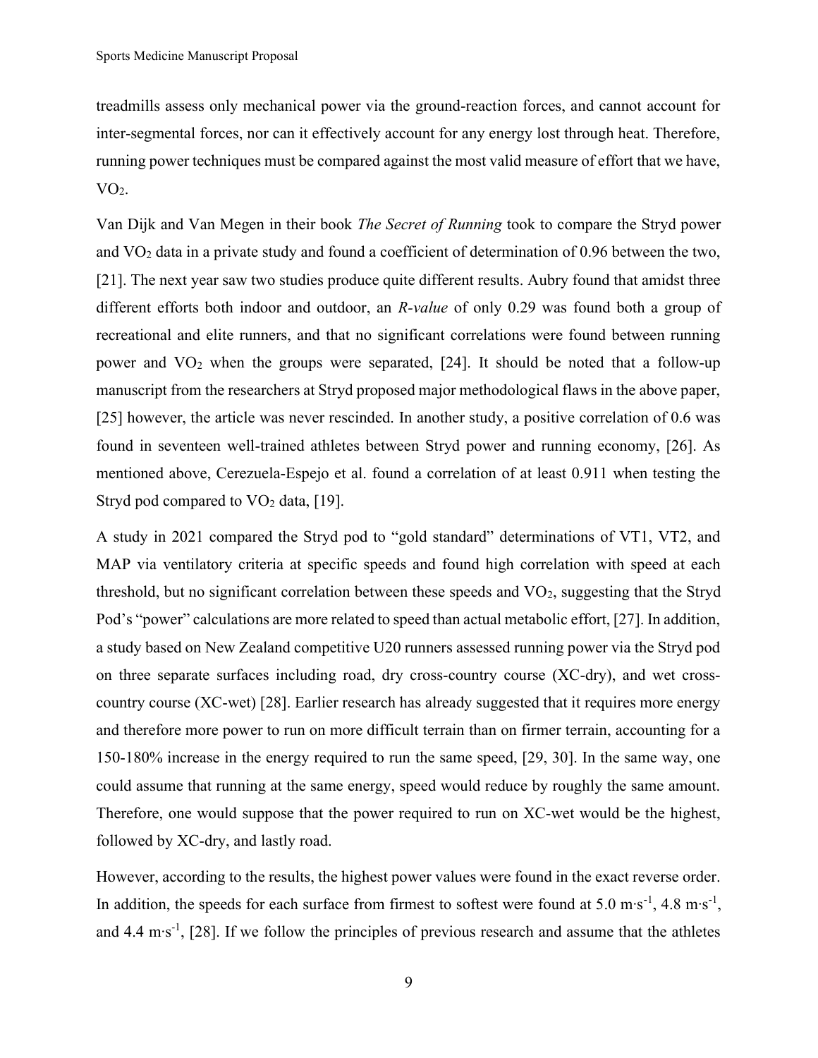treadmills assess only mechanical power via the ground-reaction forces, and cannot account for inter-segmental forces, nor can it effectively account for any energy lost through heat. Therefore, running power techniques must be compared against the most valid measure of effort that we have, $VO_2$.

Van Dijk and Van Megen in their book *The Secret of Running* took to compare the Stryd power and $VO_2$ data in a private study and found a coefficient of determination of 0.96 between the two, [21]. The next year saw two studies produce quite different results. Aubry found that amidst three different efforts both indoor and outdoor, an *R-value* of only 0.29 was found both a group of recreational and elite runners, and that no significant correlations were found between running power and $VO_2$ when the groups were separated, [24]. It should be noted that a follow-up manuscript from the researchers at Stryd proposed major methodological flaws in the above paper, [25] however, the article was never rescinded. In another study, a positive correlation of 0.6 was found in seventeen well-trained athletes between Stryd power and running economy, [26]. As mentioned above, Cerezuela-Espejo et al. found a correlation of at least 0.911 when testing the Stryd pod compared to $VO_2$ data, [19].

A study in 2021 compared the Stryd pod to "gold standard" determinations of VT1, VT2, and MAP via ventilatory criteria at specific speeds and found high correlation with speed at each threshold, but no significant correlation between these speeds and $VO_2$, suggesting that the Stryd Pod's "power" calculations are more related to speed than actual metabolic effort, [27]. In addition, a study based on New Zealand competitive U20 runners assessed running power via the Stryd pod on three separate surfaces including road, dry cross-country course (XC-dry), and wet cross-country course (XC-wet) [28]. Earlier research has already suggested that it requires more energy and therefore more power to run on more difficult terrain than on firmer terrain, accounting for a 150-180% increase in the energy required to run the same speed, [29, 30]. In the same way, one could assume that running at the same energy, speed would reduce by roughly the same amount. Therefore, one would suppose that the power required to run on XC-wet would be the highest, followed by XC-dry, and lastly road.

However, according to the results, the highest power values were found in the exact reverse order. In addition, the speeds for each surface from firmest to softest were found at 5.0 $m \cdot s^{-1}$, 4.8 $m \cdot s^{-1}$, and 4.4 $m \cdot s^{-1}$, [28]. If we follow the principles of previous research and assume that the athletes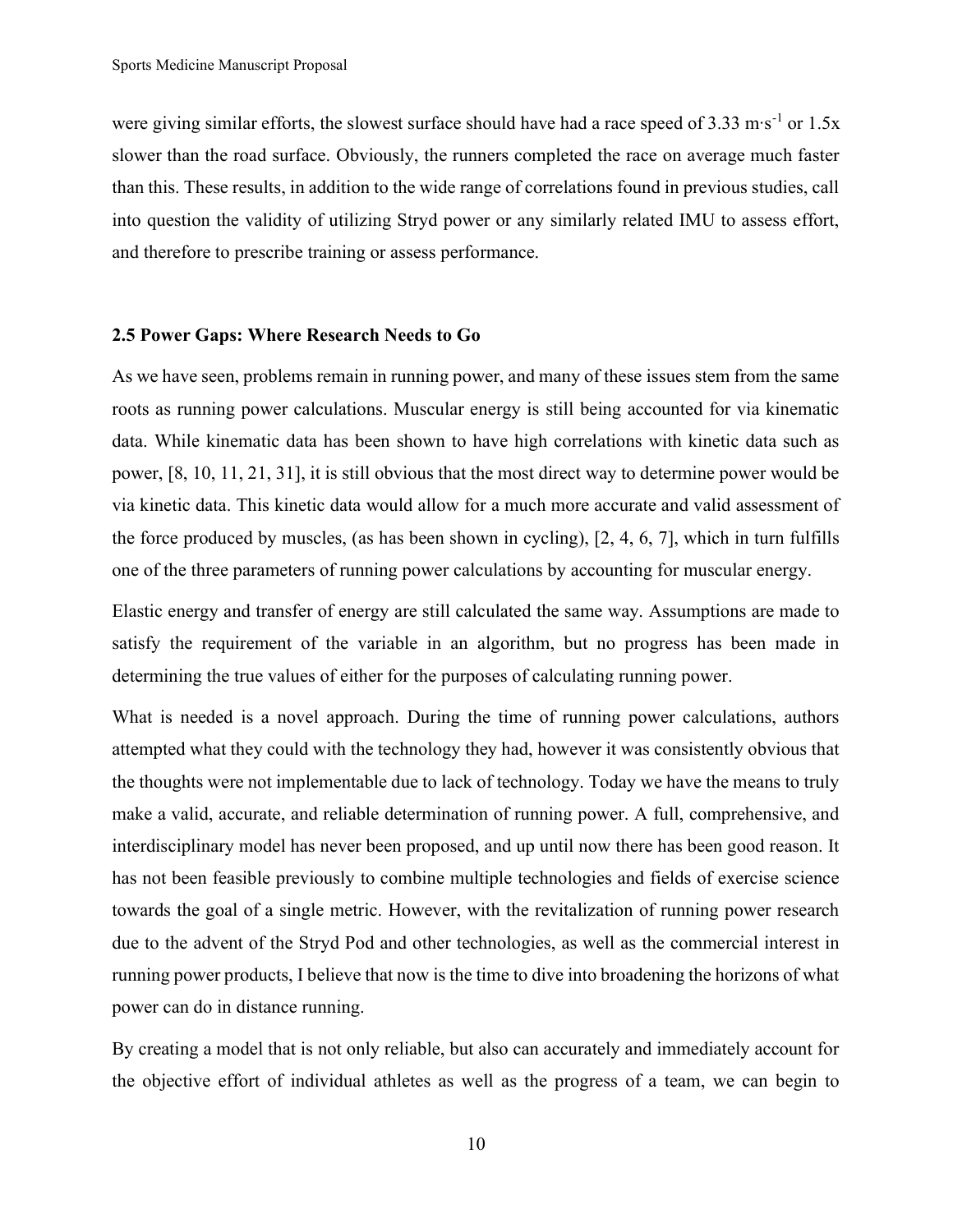were giving similar efforts, the slowest surface should have had a race speed of 3.33 $m \cdot s^{-1}$ or 1.5x slower than the road surface. Obviously, the runners completed the race on average much faster than this. These results, in addition to the wide range of correlations found in previous studies, call into question the validity of utilizing Stryd power or any similarly related IMU to assess effort, and therefore to prescribe training or assess performance.

### 2.5 Power Gaps: Where Research Needs to Go

As we have seen, problems remain in running power, and many of these issues stem from the same roots as running power calculations. Muscular energy is still being accounted for via kinematic data. While kinematic data has been shown to have high correlations with kinetic data such as power, [8, 10, 11, 21, 31], it is still obvious that the most direct way to determine power would be via kinetic data. This kinetic data would allow for a much more accurate and valid assessment of the force produced by muscles, (as has been shown in cycling), [2, 4, 6, 7], which in turn fulfills one of the three parameters of running power calculations by accounting for muscular energy.

Elastic energy and transfer of energy are still calculated the same way. Assumptions are made to satisfy the requirement of the variable in an algorithm, but no progress has been made in determining the true values of either for the purposes of calculating running power.

What is needed is a novel approach. During the time of running power calculations, authors attempted what they could with the technology they had, however it was consistently obvious that the thoughts were not implementable due to lack of technology. Today we have the means to truly make a valid, accurate, and reliable determination of running power. A full, comprehensive, and interdisciplinary model has never been proposed, and up until now there has been good reason. It has not been feasible previously to combine multiple technologies and fields of exercise science towards the goal of a single metric. However, with the revitalization of running power research due to the advent of the Stryd Pod and other technologies, as well as the commercial interest in running power products, I believe that now is the time to dive into broadening the horizons of what power can do in distance running.

By creating a model that is not only reliable, but also can accurately and immediately account for the objective effort of individual athletes as well as the progress of a team, we can begin to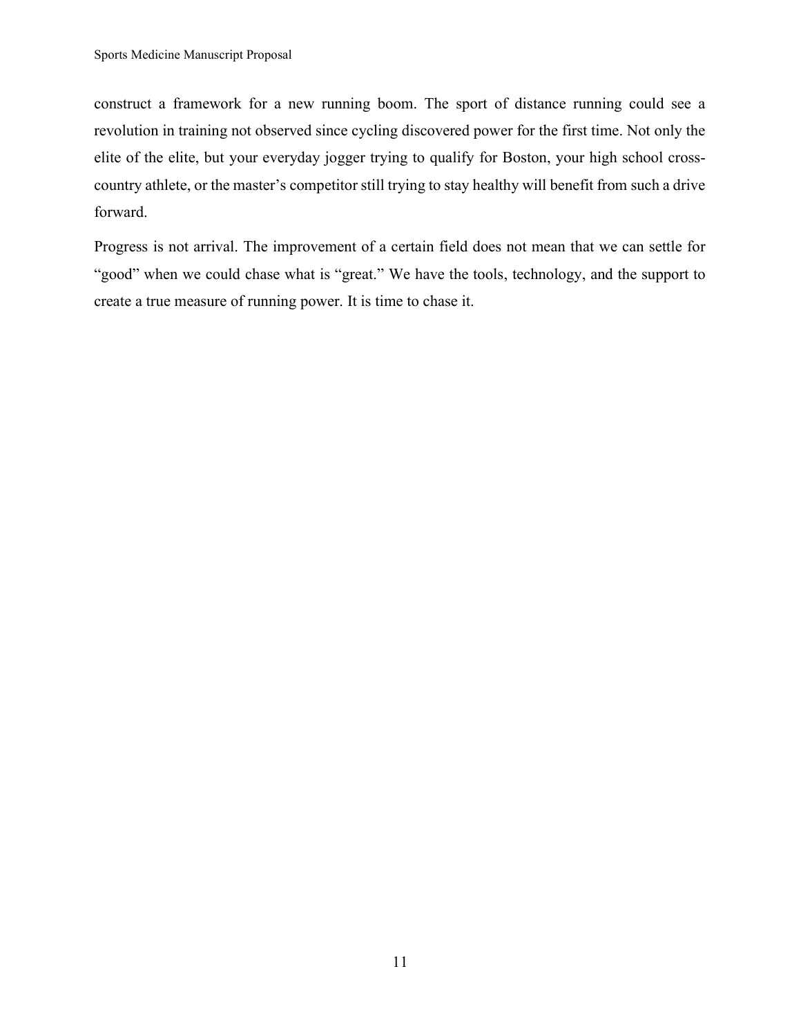construct a framework for a new running boom. The sport of distance running could see a revolution in training not observed since cycling discovered power for the first time. Not only the elite of the elite, but your everyday jogger trying to qualify for Boston, your high school cross-country athlete, or the master's competitor still trying to stay healthy will benefit from such a drive forward.

Progress is not arrival. The improvement of a certain field does not mean that we can settle for "good" when we could chase what is "great." We have the tools, technology, and the support to create a true measure of running power. It is time to chase it.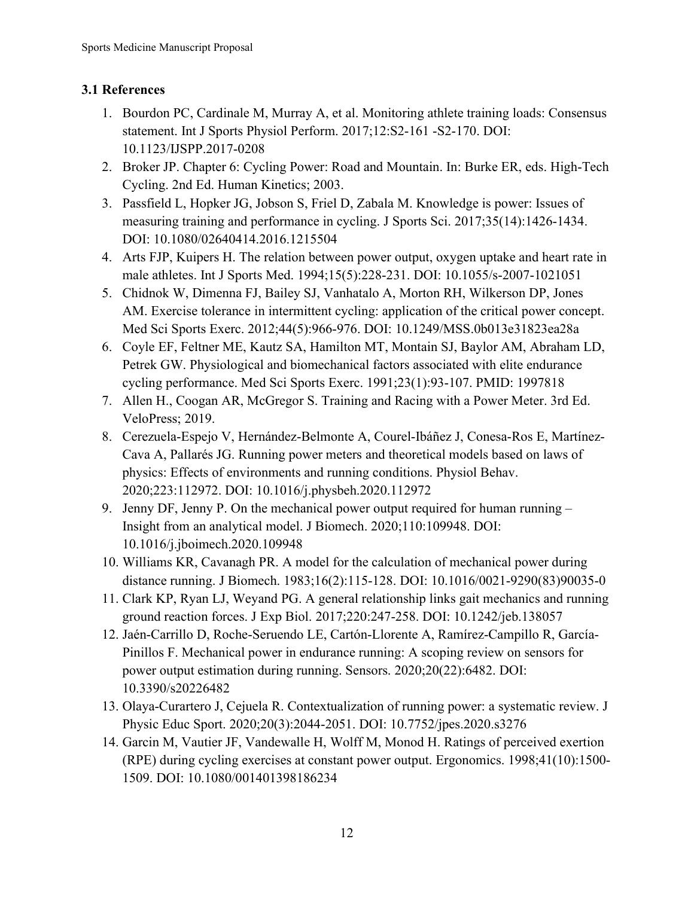### 3.1 References

1. Bourdon PC, Cardinale M, Murray A, et al. Monitoring athlete training loads: Consensus statement. Int J Sports Physiol Perform. 2017;12:S2-161 -S2-170. DOI: 10.1123/IJSPP.2017-0208
2. Broker JP. Chapter 6: Cycling Power: Road and Mountain. In: Burke ER, eds. High-Tech Cycling. 2nd Ed. Human Kinetics; 2003.
3. Passfield L, Hopker JG, Jobson S, Friel D, Zabala M. Knowledge is power: Issues of measuring training and performance in cycling. J Sports Sci. 2017;35(14):1426-1434. DOI: 10.1080/02640414.2016.1215504
4. Arts FJP, Kuipers H. The relation between power output, oxygen uptake and heart rate in male athletes. Int J Sports Med. 1994;15(5):228-231. DOI: 10.1055/s-2007-1021051
5. Chidnok W, Dimenna FJ, Bailey SJ, Vanhatalo A, Morton RH, Wilkerson DP, Jones AM. Exercise tolerance in intermittent cycling: application of the critical power concept. Med Sci Sports Exerc. 2012;44(5):966-976. DOI: 10.1249/MSS.0b013e31823ea28a
6. Coyle EF, Feltner ME, Kautz SA, Hamilton MT, Montain SJ, Baylor AM, Abraham LD, Petrek GW. Physiological and biomechanical factors associated with elite endurance cycling performance. Med Sci Sports Exerc. 1991;23(1):93-107. PMID: 1997818
7. Allen H., Coogan AR, McGregor S. Training and Racing with a Power Meter. 3rd Ed. VeloPress; 2019.
8. Cerezuela-Espejo V, Hernández-Belmonte A, Courel-Ibáñez J, Conesa-Ros E, Martínez-Cava A, Pallarés JG. Running power meters and theoretical models based on laws of physics: Effects of environments and running conditions. Physiol Behav. 2020;223:112972. DOI: 10.1016/j.physbeh.2020.112972
9. Jenny DF, Jenny P. On the mechanical power output required for human running – Insight from an analytical model. J Biomech. 2020;110:109948. DOI: 10.1016/j.jboimech.2020.109948
10. Williams KR, Cavanagh PR. A model for the calculation of mechanical power during distance running. J Biomech. 1983;16(2):115-128. DOI: 10.1016/0021-9290(83)90035-0
11. Clark KP, Ryan LJ, Weyand PG. A general relationship links gait mechanics and running ground reaction forces. J Exp Biol. 2017;220:247-258. DOI: 10.1242/jeb.138057
12. Jaén-Carrillo D, Roche-Seruendo LE, Cartón-Llorente A, Ramírez-Campillo R, García-Pinillos F. Mechanical power in endurance running: A scoping review on sensors for power output estimation during running. Sensors. 2020;20(22):6482. DOI: 10.3390/s20226482
13. Olaya-Curartero J, Cejuela R. Contextualization of running power: a systematic review. J Physic Educ Sport. 2020;20(3):2044-2051. DOI: 10.7752/jpes.2020.s3276
14. Garcin M, Vautier JF, Vandewalle H, Wolff M, Monod H. Ratings of perceived exertion (RPE) during cycling exercises at constant power output. Ergonomics. 1998;41(10):1500-1509. DOI: 10.1080/001401398186234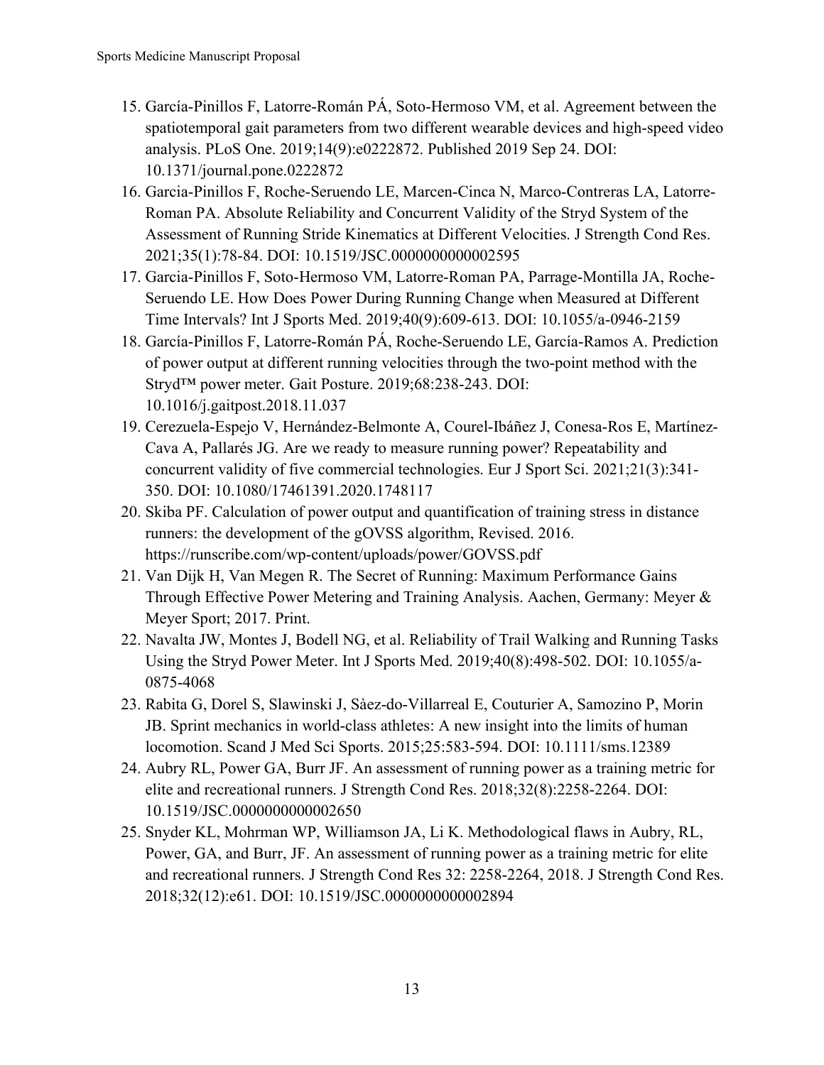15. García-Pinillos F, Latorre-Román PÁ, Soto-Hermoso VM, et al. Agreement between the spatiotemporal gait parameters from two different wearable devices and high-speed video analysis. PLoS One. 2019;14(9):e0222872. Published 2019 Sep 24. DOI: 10.1371/journal.pone.0222872
16. Garcia-Pinillos F, Roche-Seruendo LE, Marcen-Cinca N, Marco-Contreras LA, Latorre-Roman PA. Absolute Reliability and Concurrent Validity of the Stryd System of the Assessment of Running Stride Kinematics at Different Velocities. J Strength Cond Res. 2021;35(1):78-84. DOI: 10.1519/JSC.0000000000002595
17. Garcia-Pinillos F, Soto-Hermoso VM, Latorre-Roman PA, Parrage-Montilla JA, Roche-Seruendo LE. How Does Power During Running Change when Measured at Different Time Intervals? Int J Sports Med. 2019;40(9):609-613. DOI: 10.1055/a-0946-2159
18. García-Pinillos F, Latorre-Román PÁ, Roche-Seruendo LE, García-Ramos A. Prediction of power output at different running velocities through the two-point method with the Stryd™ power meter. Gait Posture. 2019;68:238-243. DOI: 10.1016/j.gaitpost.2018.11.037
19. Cerezuela-Espejo V, Hernández-Belmonte A, Courel-Ibáñez J, Conesa-Ros E, Martínez-Cava A, Pallarés JG. Are we ready to measure running power? Repeatability and concurrent validity of five commercial technologies. Eur J Sport Sci. 2021;21(3):341-350. DOI: 10.1080/17461391.2020.1748117
20. Skiba PF. Calculation of power output and quantification of training stress in distance runners: the development of the gOVSS algorithm, Revised. 2016. https://runscribe.com/wp-content/uploads/power/GOVSS.pdf
21. Van Dijk H, Van Megen R. The Secret of Running: Maximum Performance Gains Through Effective Power Metering and Training Analysis. Aachen, Germany: Meyer & Meyer Sport; 2017. Print.
22. Navalta JW, Montes J, Bodell NG, et al. Reliability of Trail Walking and Running Tasks Using the Stryd Power Meter. Int J Sports Med. 2019;40(8):498-502. DOI: 10.1055/a-0875-4068
23. Rabita G, Dorel S, Slawinski J, Sàez-do-Villarreal E, Couturier A, Samozino P, Morin JB. Sprint mechanics in world-class athletes: A new insight into the limits of human locomotion. Scand J Med Sci Sports. 2015;25:583-594. DOI: 10.1111/sms.12389
24. Aubry RL, Power GA, Burr JF. An assessment of running power as a training metric for elite and recreational runners. J Strength Cond Res. 2018;32(8):2258-2264. DOI: 10.1519/JSC.0000000000002650
25. Snyder KL, Mohrman WP, Williamson JA, Li K. Methodological flaws in Aubry, RL, Power, GA, and Burr, JF. An assessment of running power as a training metric for elite and recreational runners. J Strength Cond Res 32: 2258-2264, 2018. J Strength Cond Res. 2018;32(12):e61. DOI: 10.1519/JSC.0000000000002894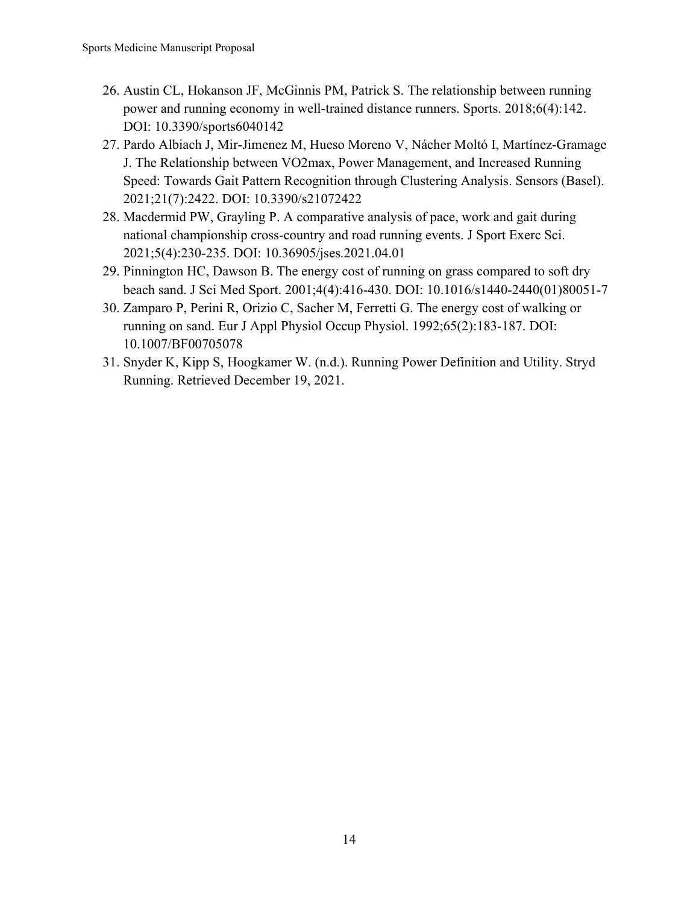26. Austin CL, Hokanson JF, McGinnis PM, Patrick S. The relationship between running power and running economy in well-trained distance runners. Sports. 2018;6(4):142. DOI: 10.3390/sports6040142
27. Pardo Albiach J, Mir-Jimenez M, Hueso Moreno V, Nácher Moltó I, Martínez-Gramage J. The Relationship between VO2max, Power Management, and Increased Running Speed: Towards Gait Pattern Recognition through Clustering Analysis. Sensors (Basel). 2021;21(7):2422. DOI: 10.3390/s21072422
28. Macdermid PW, Grayling P. A comparative analysis of pace, work and gait during national championship cross-country and road running events. J Sport Exerc Sci. 2021;5(4):230-235. DOI: 10.36905/jses.2021.04.01
29. Pinnington HC, Dawson B. The energy cost of running on grass compared to soft dry beach sand. J Sci Med Sport. 2001;4(4):416-430. DOI: 10.1016/s1440-2440(01)80051-7
30. Zamparo P, Perini R, Orizio C, Sacher M, Ferretti G. The energy cost of walking or running on sand. Eur J Appl Physiol Occup Physiol. 1992;65(2):183-187. DOI: 10.1007/BF00705078
31. Snyder K, Kipp S, Hoogkamer W. (n.d.). Running Power Definition and Utility. Stryd Running. Retrieved December 19, 2021.